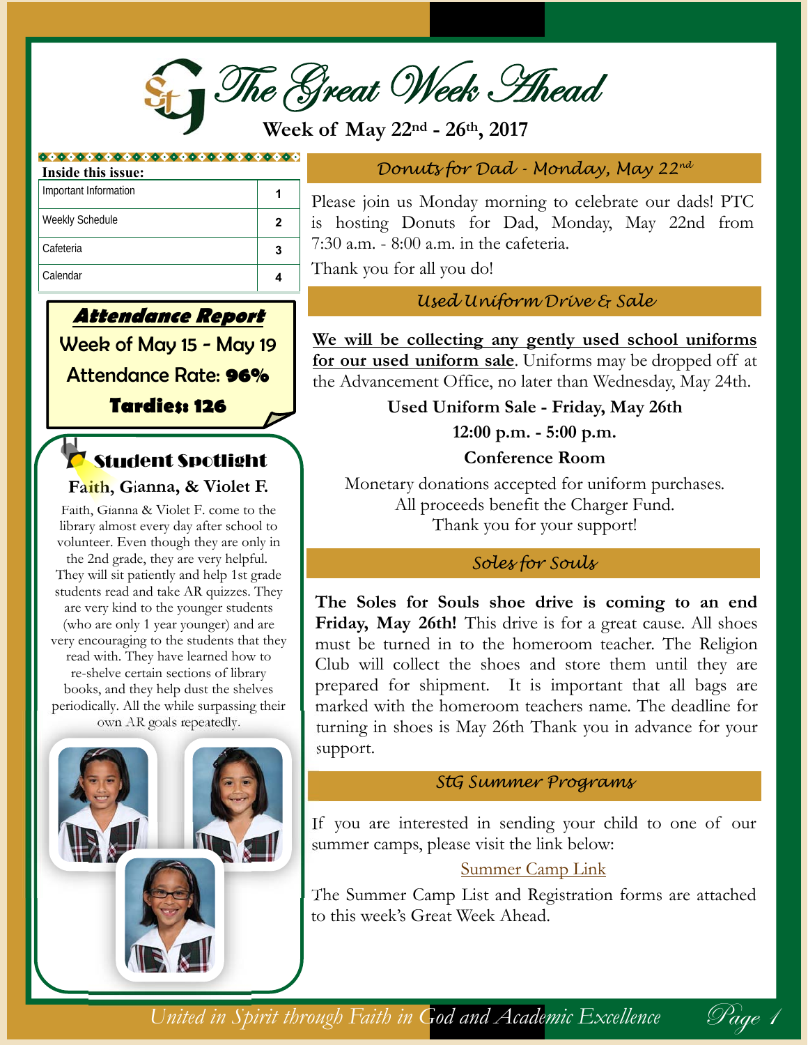# The Great Week Ahead

**Week of May 22nd - 26th, 2017**

**Inside this issue:**

| | |
|---|---|
| Important Information | 1 |
| Weekly Schedule | 2 |
| Cafeteria | 3 |
| Calendar | 4 |

### *Attendance Report*

Week of May 15 - May 19

Attendance Rate: **96%**

**Tardies: 126**

### Student Spotlight

**Faith, Gianna, & Violet F.**

Faith, Gianna & Violet F. come to the library almost every day after school to volunteer. Even though they are only in the 2nd grade, they are very helpful. They will sit patiently and help 1st grade students read and take AR quizzes. They are very kind to the younger students (who are only 1 year younger) and are very encouraging to the students that they read with. They have learned how to re-shelve certain sections of library books, and they help dust the shelves periodically. All the while surpassing their own AR goals repeatedly.

## Donuts for Dad - Monday, May 22nd

Please join us Monday morning to celebrate our dads! PTC is hosting Donuts for Dad, Monday, May 22nd from 7:30 a.m. - 8:00 a.m. in the cafeteria.

Thank you for all you do!

## Used Uniform Drive & Sale

**We will be collecting any gently used school uniforms for our used uniform sale**. Uniforms may be dropped off at the Advancement Office, no later than Wednesday, May 24th.

**Used Uniform Sale - Friday, May 26th**

**12:00 p.m. - 5:00 p.m.**

**Conference Room**

Monetary donations accepted for uniform purchases.
All proceeds benefit the Charger Fund.
Thank you for your support!

## Soles for Souls

**The Soles for Souls shoe drive is coming to an end Friday, May 26th!** This drive is for a great cause. All shoes must be turned in to the homeroom teacher. The Religion Club will collect the shoes and store them until they are prepared for shipment. It is important that all bags are marked with the homeroom teachers name. The deadline for turning in shoes is May 26th Thank you in advance for your support.

## StG Summer Programs

If you are interested in sending your child to one of our summer camps, please visit the link below:

Summer Camp Link

The Summer Camp List and Registration forms are attached to this week's Great Week Ahead.

*United in Spirit through Faith in God and Academic Excellence*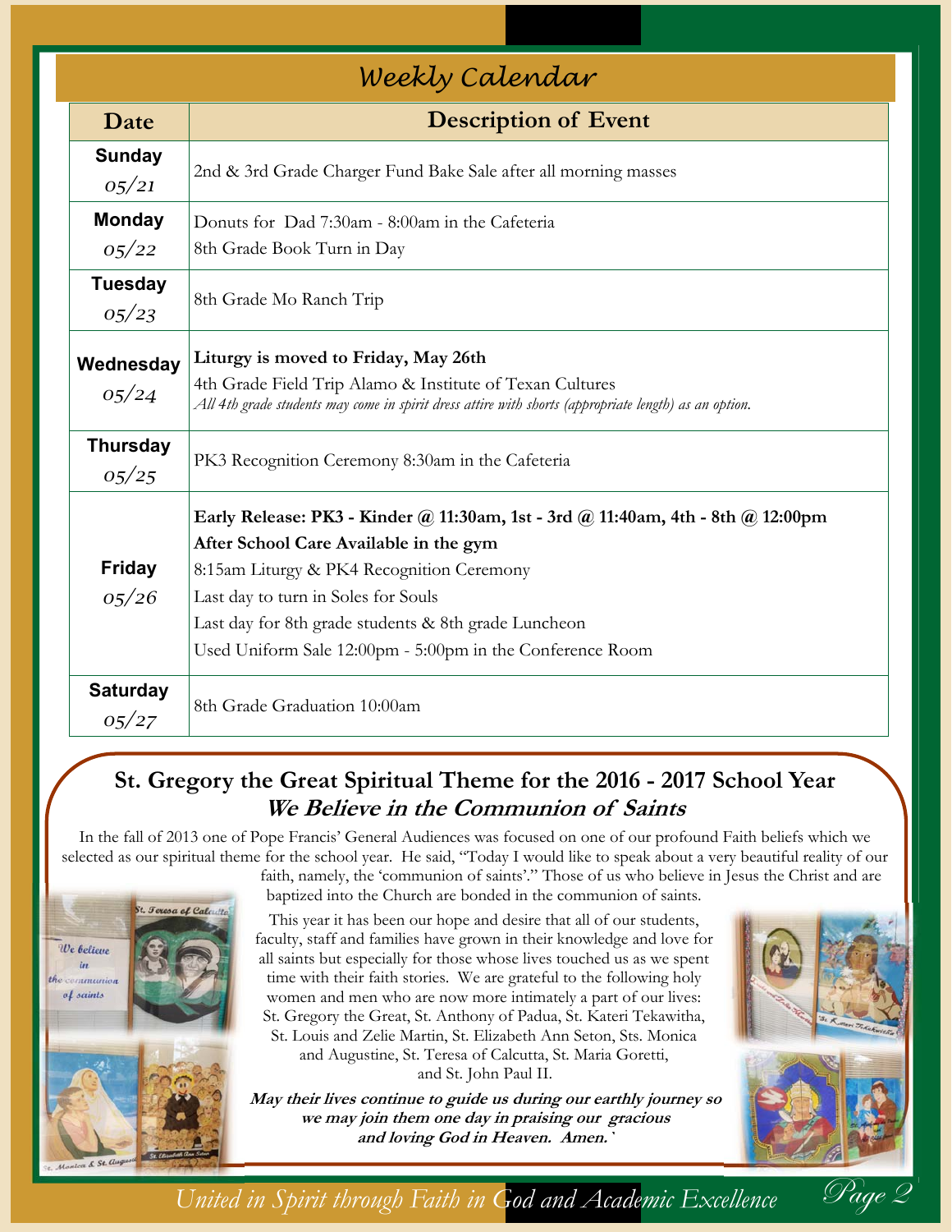# Weekly Calendar

| Date | Description of Event |
|---|---|
| **Sunday** *05/21* | 2nd & 3rd Grade Charger Fund Bake Sale after all morning masses |
| **Monday** *05/22* | Donuts for Dad 7:30am - 8:00am in the Cafeteria<br>8th Grade Book Turn in Day |
| **Tuesday** *05/23* | 8th Grade Mo Ranch Trip |
| **Wednesday** *05/24* | **Liturgy is moved to Friday, May 26th**<br>4th Grade Field Trip Alamo & Institute of Texan Cultures<br>*All 4th grade students may come in spirit dress attire with shorts (appropriate length) as an option.* |
| **Thursday** *05/25* | PK3 Recognition Ceremony 8:30am in the Cafeteria |
| **Friday** *05/26* | **Early Release: PK3 - Kinder @ 11:30am, 1st - 3rd @ 11:40am, 4th - 8th @ 12:00pm**<br>**After School Care Available in the gym**<br>8:15am Liturgy & PK4 Recognition Ceremony<br>Last day to turn in Soles for Souls<br>Last day for 8th grade students & 8th grade Luncheon<br>Used Uniform Sale 12:00pm - 5:00pm in the Conference Room |
| **Saturday** *05/27* | 8th Grade Graduation 10:00am |

## St. Gregory the Great Spiritual Theme for the 2016 - 2017 School Year
### *We Believe in the Communion of Saints*

In the fall of 2013 one of Pope Francis' General Audiences was focused on one of our profound Faith beliefs which we selected as our spiritual theme for the school year. He said, "Today I would like to speak about a very beautiful reality of our faith, namely, the 'communion of saints'." Those of us who believe in Jesus the Christ and are baptized into the Church are bonded in the communion of saints.

This year it has been our hope and desire that all of our students, faculty, staff and families have grown in their knowledge and love for all saints but especially for those whose lives touched us as we spent time with their faith stories. We are grateful to the following holy women and men who are now more intimately a part of our lives: St. Gregory the Great, St. Anthony of Padua, St. Kateri Tekawitha, St. Louis and Zelie Martin, St. Elizabeth Ann Seton, Sts. Monica and Augustine, St. Teresa of Calcutta, St. Maria Goretti, and St. John Paul II.

***May their lives continue to guide us during our earthly journey so we may join them one day in praising our gracious and loving God in Heaven. Amen.***

*United in Spirit through Faith in God and Academic Excellence*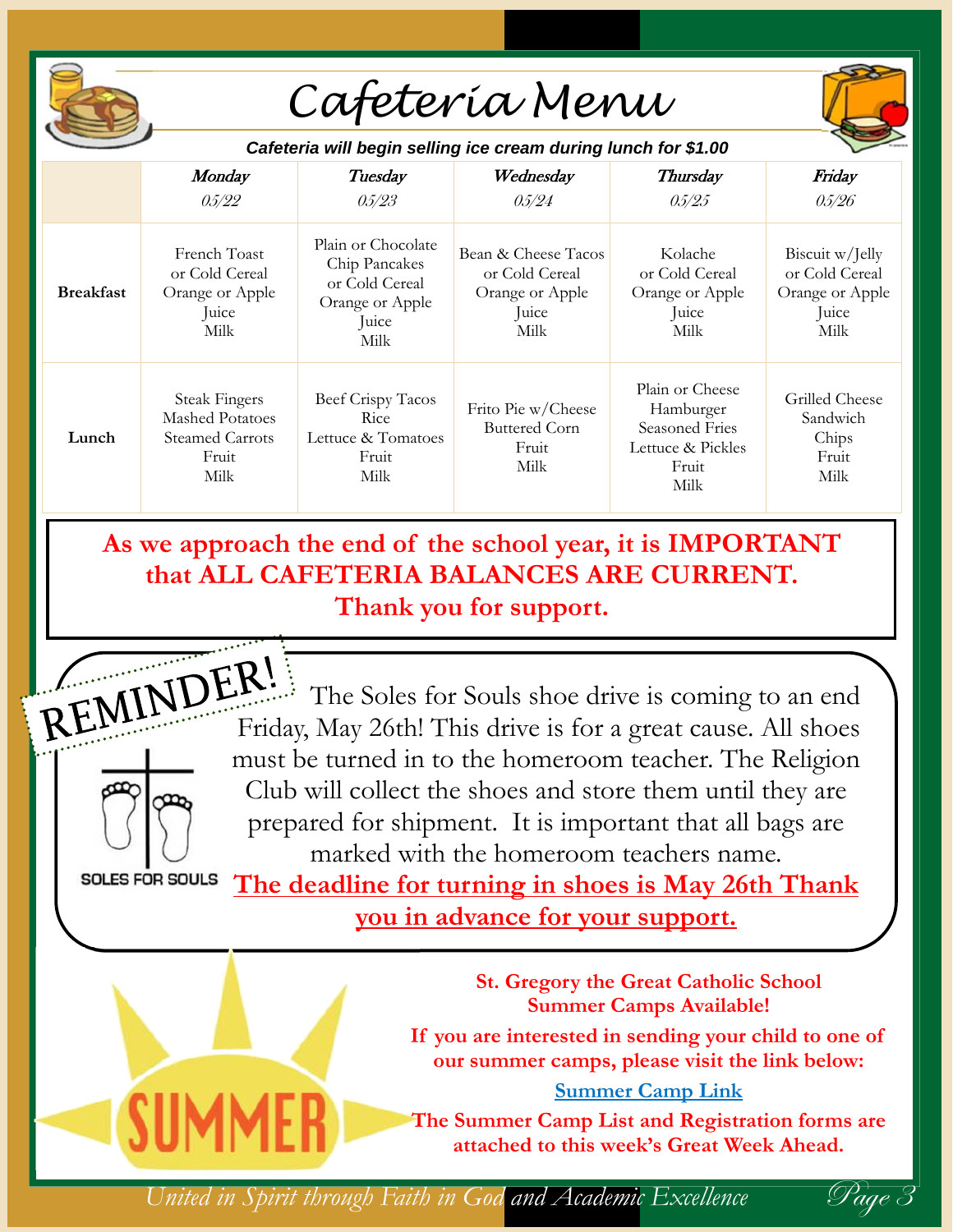# Cafeteria Menu

***Cafeteria will begin selling ice cream during lunch for $1.00***

| | *Monday* 05/22 | *Tuesday* 05/23 | *Wednesday* 05/24 | *Thursday* 05/25 | *Friday* 05/26 |
|---|---|---|---|---|---|
| **Breakfast** | French Toast or Cold Cereal Orange or Apple Juice Milk | Plain or Chocolate Chip Pancakes or Cold Cereal Orange or Apple Juice Milk | Bean & Cheese Tacos or Cold Cereal Orange or Apple Juice Milk | Kolache or Cold Cereal Orange or Apple Juice Milk | Biscuit w/Jelly or Cold Cereal Orange or Apple Juice Milk |
| **Lunch** | Steak Fingers Mashed Potatoes Steamed Carrots Fruit Milk | Beef Crispy Tacos Rice Lettuce & Tomatoes Fruit Milk | Frito Pie w/Cheese Buttered Corn Fruit Milk | Plain or Cheese Hamburger Seasoned Fries Lettuce & Pickles Fruit Milk | Grilled Cheese Sandwich Chips Fruit Milk |

**As we approach the end of the school year, it is IMPORTANT that ALL CAFETERIA BALANCES ARE CURRENT. Thank you for support.**

**REMINDER!**

The Soles for Souls shoe drive is coming to an end Friday, May 26th! This drive is for a great cause. All shoes must be turned in to the homeroom teacher. The Religion Club will collect the shoes and store them until they are prepared for shipment. It is important that all bags are marked with the homeroom teachers name. **The deadline for turning in shoes is May 26th Thank you in advance for your support.**

SOLES FOR SOULS

**St. Gregory the Great Catholic School Summer Camps Available!**

**If you are interested in sending your child to one of our summer camps, please visit the link below:**

**Summer Camp Link**

**The Summer Camp List and Registration forms are attached to this week's Great Week Ahead.**

SUMMER

*United in Spirit through Faith in God and Academic Excellence*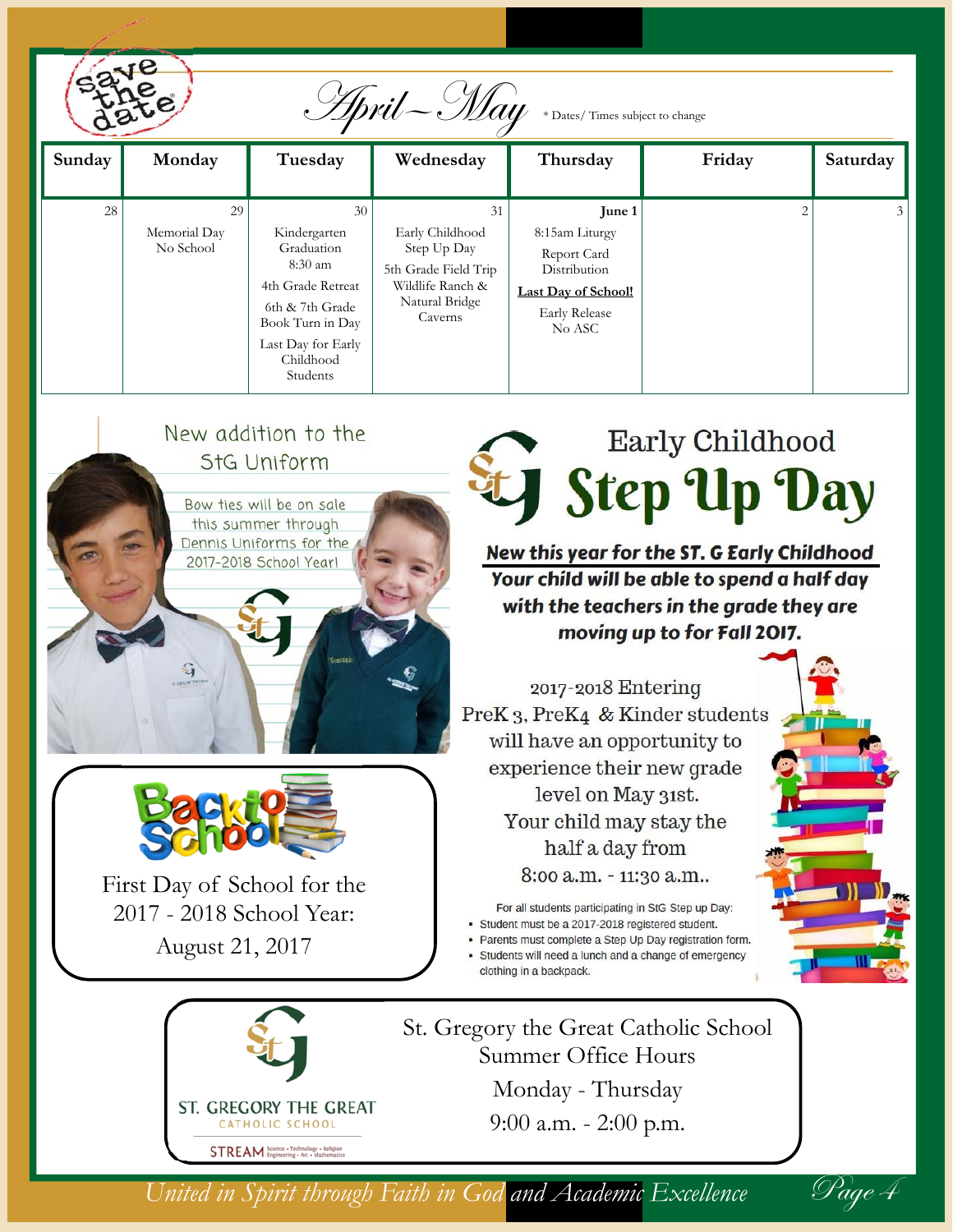save the date

# April ~ May

\* Dates/ Times subject to change

| Sunday | Monday | Tuesday | Wednesday | Thursday | Friday | Saturday |
|---|---|---|---|---|---|---|
| 28 | 29<br>Memorial Day<br>No School | 30<br>Kindergarten Graduation<br>8:30 am<br>4th Grade Retreat<br>6th & 7th Grade Book Turn in Day<br>Last Day for Early Childhood Students | 31<br>Early Childhood Step Up Day<br>5th Grade Field Trip<br>Wildlife Ranch & Natural Bridge Caverns | **June 1**<br>8:15am Liturgy<br>Report Card Distribution<br>**Last Day of School!**<br>Early Release<br>No ASC | 2 | 3 |

## New addition to the StG Uniform

Bow ties will be on sale this summer through Dennis Uniforms for the 2017-2018 School Year!

## Back to School

First Day of School for the 2017 - 2018 School Year:
August 21, 2017

## Early Childhood Step Up Day

***New this year for the ST. G Early Childhood***

***Your child will be able to spend a half day with the teachers in the grade they are moving up to for Fall 2017.***

2017-2018 Entering PreK 3, PreK4 & Kinder students will have an opportunity to experience their new grade level on May 31st.
Your child may stay the half a day from 8:00 a.m. - 11:30 a.m..

For all students participating in StG Step up Day:

- Student must be a 2017-2018 registered student.
- Parents must complete a Step Up Day registration form.
- Students will need a lunch and a change of emergency clothing in a backpack.

ST. GREGORY THE GREAT
CATHOLIC SCHOOL
STREAM Science • Technology • Religion Engineering • Art • Mathematics

St. Gregory the Great Catholic School
Summer Office Hours
Monday - Thursday
9:00 a.m. - 2:00 p.m.

*United in Spirit through Faith in God and Academic Excellence*